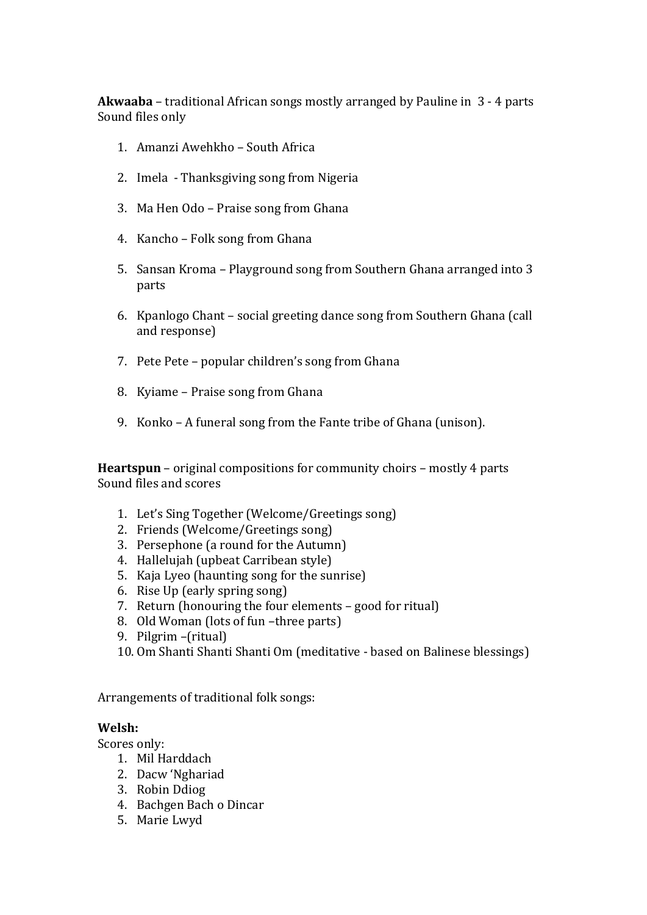**Akwaaba** – traditional African songs mostly arranged by Pauline in 3 - 4 parts
Sound files only

1. Amanzi Awehkho – South Africa
2. Imela - Thanksgiving song from Nigeria
3. Ma Hen Odo – Praise song from Ghana
4. Kancho – Folk song from Ghana
5. Sansan Kroma – Playground song from Southern Ghana arranged into 3 parts
6. Kpanlogo Chant – social greeting dance song from Southern Ghana (call and response)
7. Pete Pete – popular children's song from Ghana
8. Kyiame – Praise song from Ghana
9. Konko – A funeral song from the Fante tribe of Ghana (unison).

**Heartspun** – original compositions for community choirs – mostly 4 parts
Sound files and scores

1. Let's Sing Together (Welcome/Greetings song)
2. Friends (Welcome/Greetings song)
3. Persephone (a round for the Autumn)
4. Hallelujah (upbeat Carribean style)
5. Kaja Lyeo (haunting song for the sunrise)
6. Rise Up (early spring song)
7. Return (honouring the four elements – good for ritual)
8. Old Woman (lots of fun –three parts)
9. Pilgrim –(ritual)
10. Om Shanti Shanti Shanti Om (meditative - based on Balinese blessings)

Arrangements of traditional folk songs:

**Welsh:**
Scores only:

1. Mil Harddach
2. Dacw 'Nghariad
3. Robin Ddiog
4. Bachgen Bach o Dincar
5. Marie Lwyd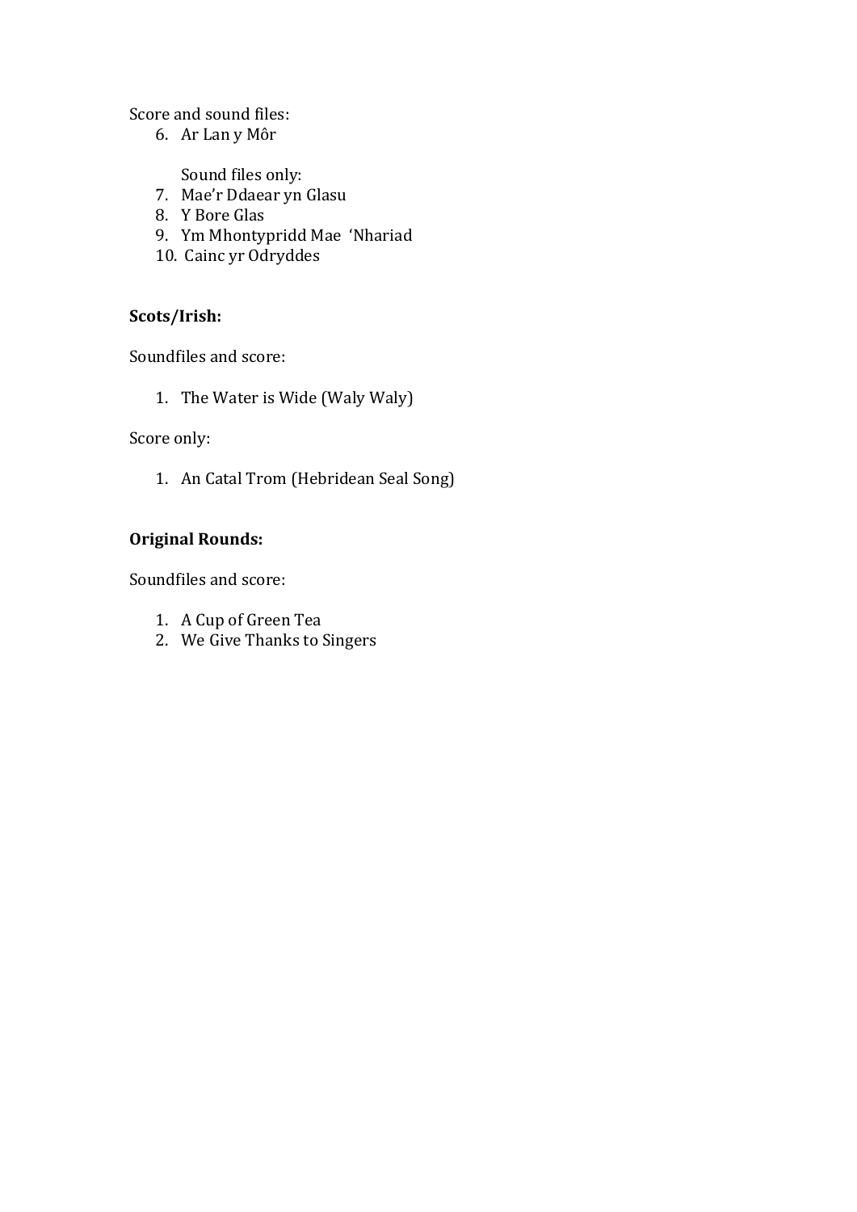Score and sound files:

6. Ar Lan y Môr

   Sound files only:

7. Mae'r Ddaear yn Glasu
8. Y Bore Glas
9. Ym Mhontypridd Mae 'Nhariad
10. Cainc yr Odryddes

**Scots/Irish:**

Soundfiles and score:

1. The Water is Wide (Waly Waly)

Score only:

1. An Catal Trom (Hebridean Seal Song)

**Original Rounds:**

Soundfiles and score:

1. A Cup of Green Tea
2. We Give Thanks to Singers